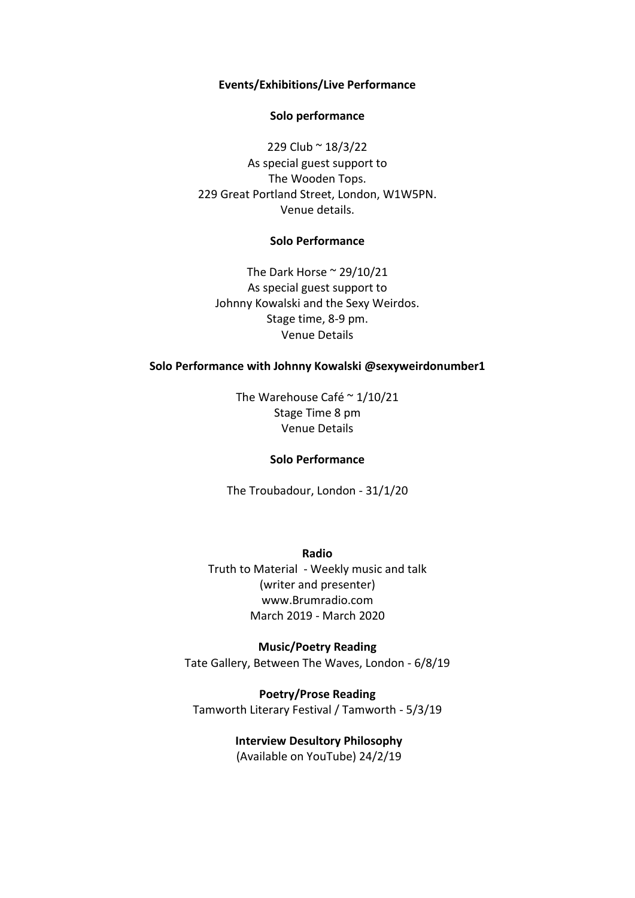## Events/Exhibitions/Live Performance

**Solo performance**

229 Club ~ 18/3/22
As special guest support to
The Wooden Tops.
229 Great Portland Street, London, W1W5PN.
Venue details.

**Solo Performance**

The Dark Horse ~ 29/10/21
As special guest support to
Johnny Kowalski and the Sexy Weirdos.
Stage time, 8-9 pm.
Venue Details

**Solo Performance with Johnny Kowalski @sexyweirdonumber1**

The Warehouse Café ~ 1/10/21
Stage Time 8 pm
Venue Details

**Solo Performance**

The Troubadour, London - 31/1/20

**Radio**
Truth to Material - Weekly music and talk
(writer and presenter)
www.Brumradio.com
March 2019 - March 2020

**Music/Poetry Reading**
Tate Gallery, Between The Waves, London - 6/8/19

**Poetry/Prose Reading**
Tamworth Literary Festival / Tamworth - 5/3/19

**Interview Desultory Philosophy**
(Available on YouTube) 24/2/19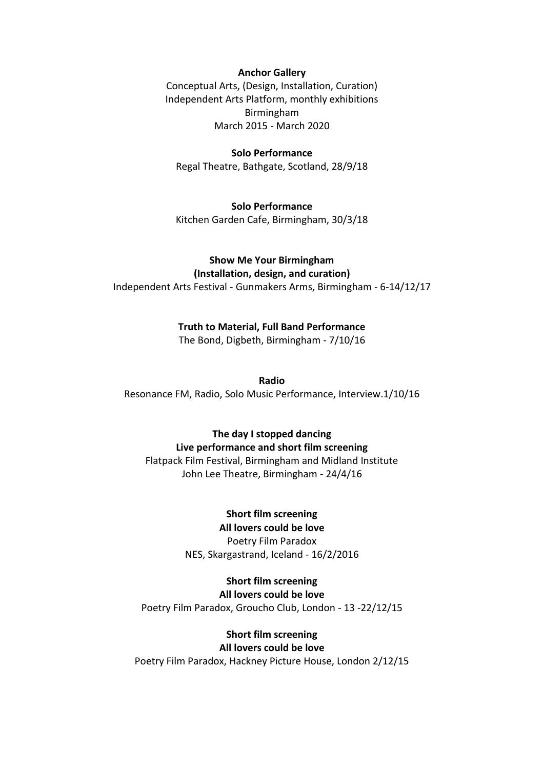**Anchor Gallery**
Conceptual Arts, (Design, Installation, Curation)
Independent Arts Platform, monthly exhibitions
Birmingham
March 2015 - March 2020

**Solo Performance**
Regal Theatre, Bathgate, Scotland, 28/9/18

**Solo Performance**
Kitchen Garden Cafe, Birmingham, 30/3/18

**Show Me Your Birmingham**
**(Installation, design, and curation)**
Independent Arts Festival - Gunmakers Arms, Birmingham - 6-14/12/17

**Truth to Material, Full Band Performance**
The Bond, Digbeth, Birmingham - 7/10/16

**Radio**
Resonance FM, Radio, Solo Music Performance, Interview.1/10/16

**The day I stopped dancing**
**Live performance and short film screening**
Flatpack Film Festival, Birmingham and Midland Institute
John Lee Theatre, Birmingham - 24/4/16

**Short film screening**
**All lovers could be love**
Poetry Film Paradox
NES, Skargastrand, Iceland - 16/2/2016

**Short film screening**
**All lovers could be love**
Poetry Film Paradox, Groucho Club, London - 13 -22/12/15

**Short film screening**
**All lovers could be love**
Poetry Film Paradox, Hackney Picture House, London 2/12/15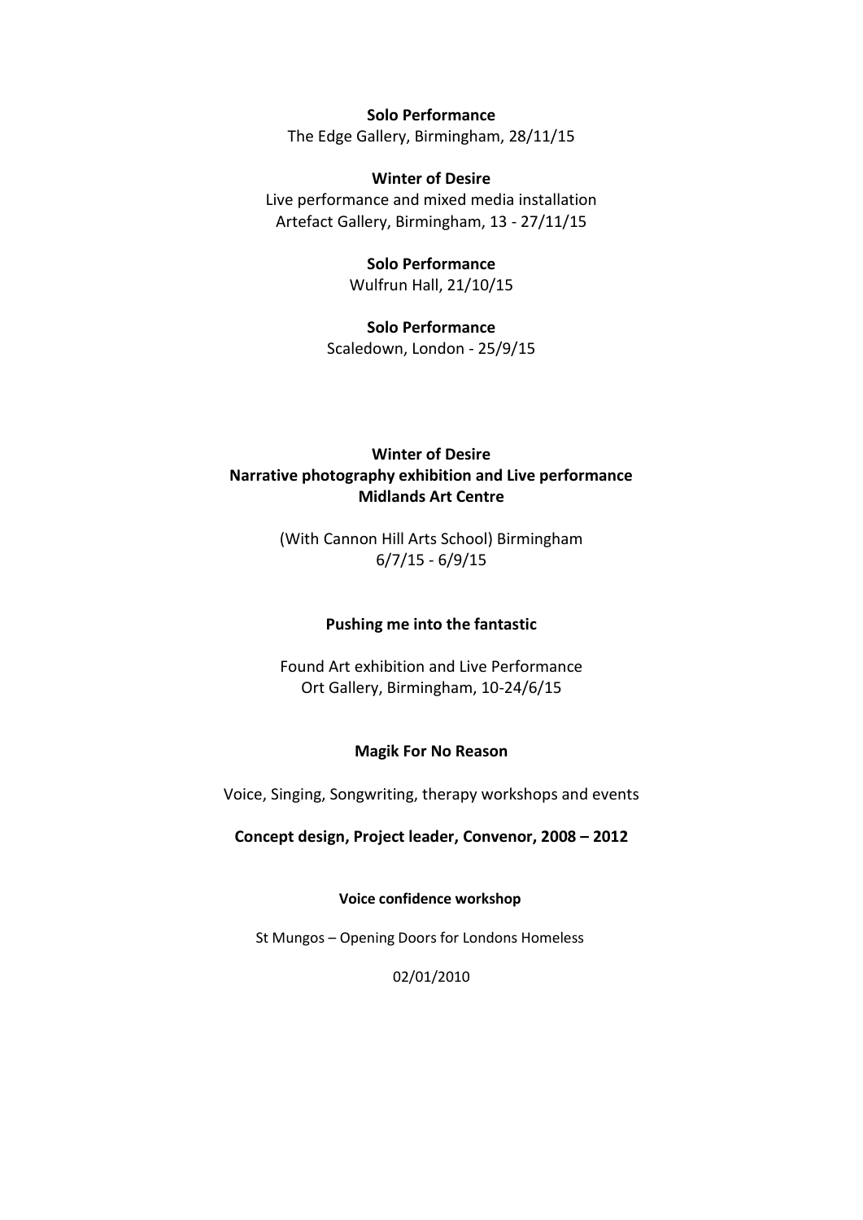**Solo Performance**

The Edge Gallery, Birmingham, 28/11/15

**Winter of Desire**

Live performance and mixed media installation

Artefact Gallery, Birmingham, 13 - 27/11/15

**Solo Performance**

Wulfrun Hall, 21/10/15

**Solo Performance**

Scaledown, London - 25/9/15

**Winter of Desire**
**Narrative photography exhibition and Live performance**
**Midlands Art Centre**

(With Cannon Hill Arts School) Birmingham

6/7/15 - 6/9/15

**Pushing me into the fantastic**

Found Art exhibition and Live Performance

Ort Gallery, Birmingham, 10-24/6/15

**Magik For No Reason**

Voice, Singing, Songwriting, therapy workshops and events

**Concept design, Project leader, Convenor, 2008 – 2012**

**Voice confidence workshop**

St Mungos – Opening Doors for Londons Homeless

02/01/2010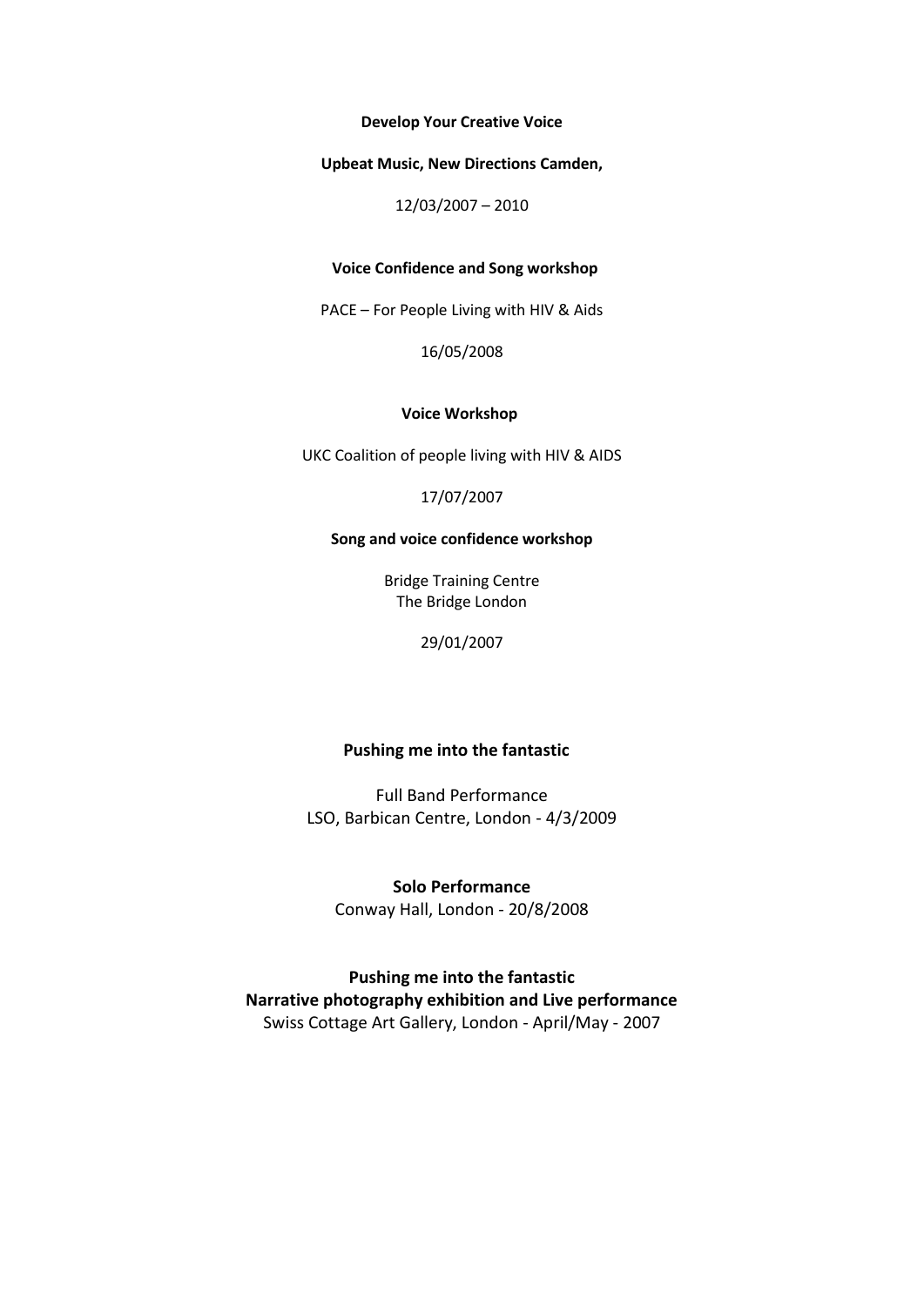**Develop Your Creative Voice**

**Upbeat Music, New Directions Camden,**

12/03/2007 – 2010

**Voice Confidence and Song workshop**

PACE – For People Living with HIV & Aids

16/05/2008

**Voice Workshop**

UKC Coalition of people living with HIV & AIDS

17/07/2007

**Song and voice confidence workshop**

Bridge Training Centre
The Bridge London

29/01/2007

**Pushing me into the fantastic**

Full Band Performance
LSO, Barbican Centre, London - 4/3/2009

**Solo Performance**
Conway Hall, London - 20/8/2008

**Pushing me into the fantastic**
**Narrative photography exhibition and Live performance**
Swiss Cottage Art Gallery, London - April/May - 2007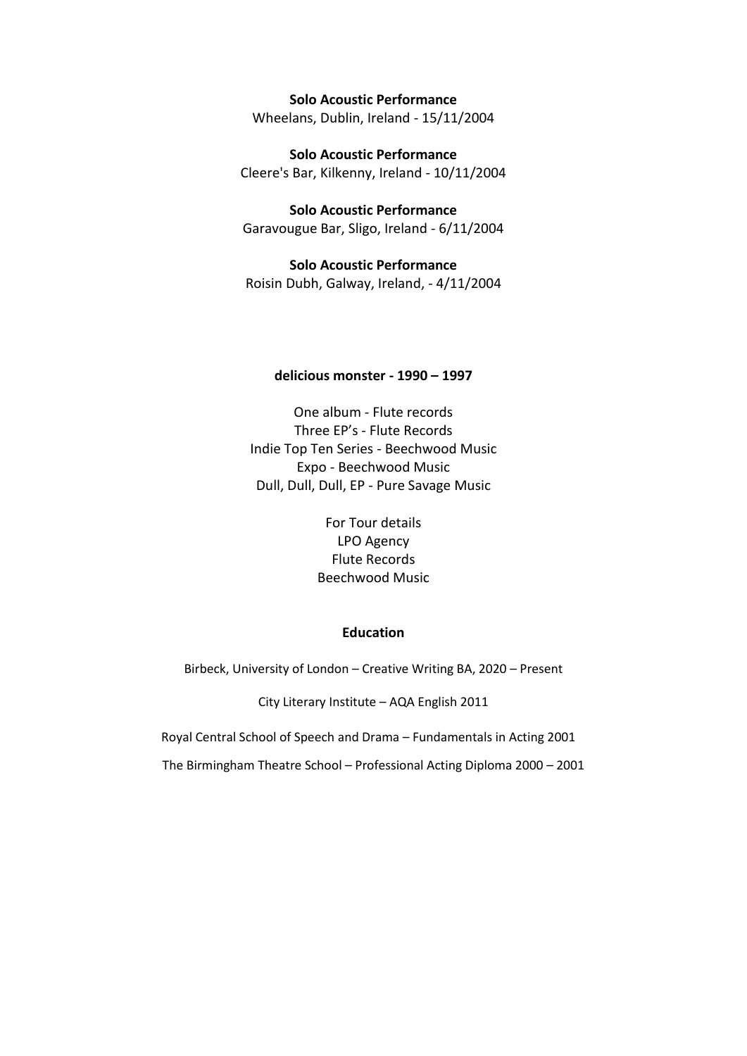**Solo Acoustic Performance**
Wheelans, Dublin, Ireland - 15/11/2004

**Solo Acoustic Performance**
Cleere's Bar, Kilkenny, Ireland - 10/11/2004

**Solo Acoustic Performance**
Garavougue Bar, Sligo, Ireland - 6/11/2004

**Solo Acoustic Performance**
Roisin Dubh, Galway, Ireland, - 4/11/2004

**delicious monster - 1990 – 1997**

One album - Flute records
Three EP's - Flute Records
Indie Top Ten Series - Beechwood Music
Expo - Beechwood Music
Dull, Dull, Dull, EP - Pure Savage Music

For Tour details
LPO Agency
Flute Records
Beechwood Music

**Education**

Birbeck, University of London – Creative Writing BA, 2020 – Present

City Literary Institute – AQA English 2011

Royal Central School of Speech and Drama – Fundamentals in Acting 2001

The Birmingham Theatre School – Professional Acting Diploma 2000 – 2001